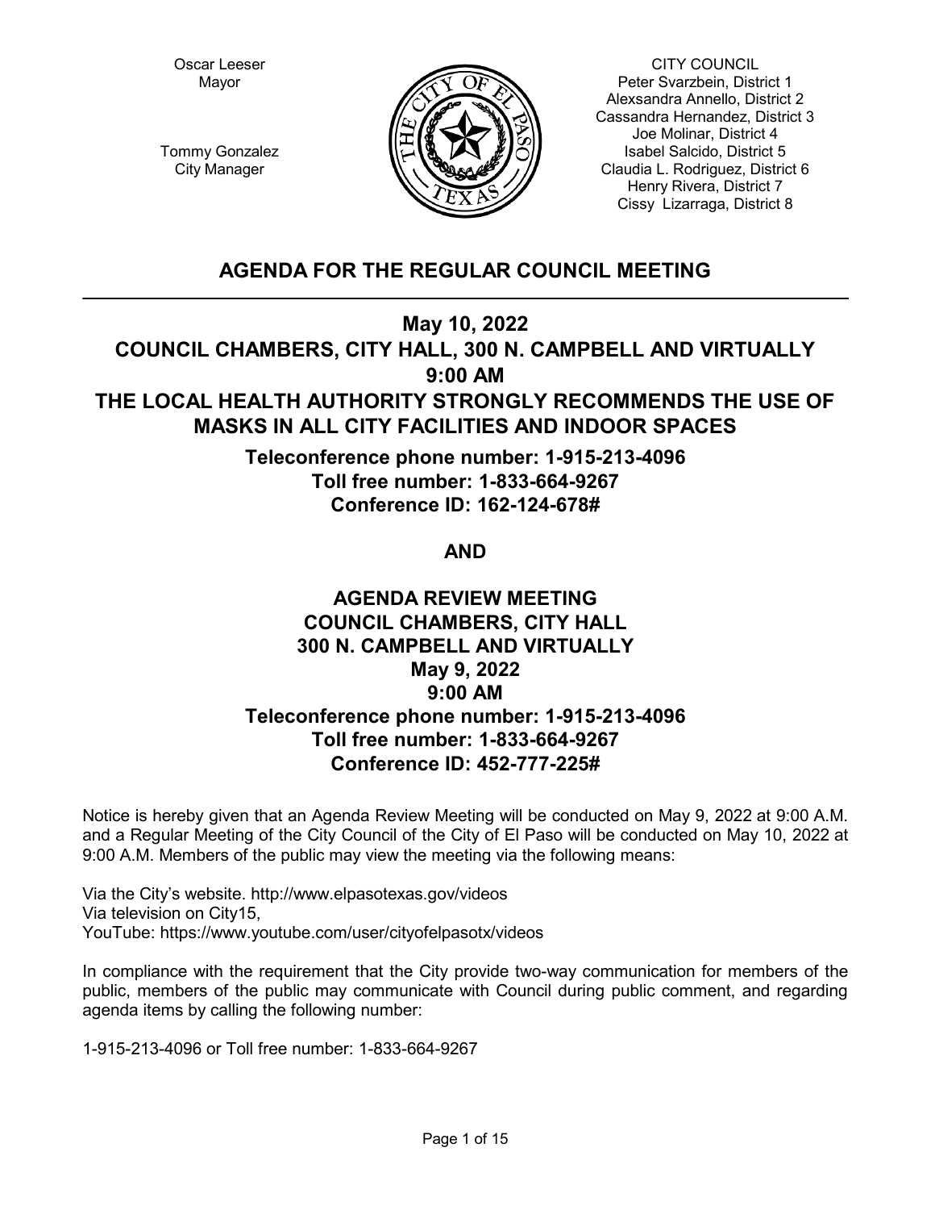Oscar Leeser
Mayor

Tommy Gonzalez
City Manager

CITY COUNCIL
Peter Svarzbein, District 1
Alexsandra Annello, District 2
Cassandra Hernandez, District 3
Joe Molinar, District 4
Isabel Salcido, District 5
Claudia L. Rodriguez, District 6
Henry Rivera, District 7
Cissy Lizarraga, District 8

# AGENDA FOR THE REGULAR COUNCIL MEETING

## May 10, 2022
## COUNCIL CHAMBERS, CITY HALL, 300 N. CAMPBELL AND VIRTUALLY
## 9:00 AM
## THE LOCAL HEALTH AUTHORITY STRONGLY RECOMMENDS THE USE OF MASKS IN ALL CITY FACILITIES AND INDOOR SPACES

**Teleconference phone number: 1-915-213-4096**
**Toll free number: 1-833-664-9267**
**Conference ID: 162-124-678#**

**AND**

## AGENDA REVIEW MEETING
## COUNCIL CHAMBERS, CITY HALL
## 300 N. CAMPBELL AND VIRTUALLY
## May 9, 2022
## 9:00 AM

**Teleconference phone number: 1-915-213-4096**
**Toll free number: 1-833-664-9267**
**Conference ID: 452-777-225#**

Notice is hereby given that an Agenda Review Meeting will be conducted on May 9, 2022 at 9:00 A.M. and a Regular Meeting of the City Council of the City of El Paso will be conducted on May 10, 2022 at 9:00 A.M. Members of the public may view the meeting via the following means:

Via the City's website. http://www.elpasotexas.gov/videos
Via television on City15,
YouTube: https://www.youtube.com/user/cityofelpasotx/videos

In compliance with the requirement that the City provide two-way communication for members of the public, members of the public may communicate with Council during public comment, and regarding agenda items by calling the following number:

1-915-213-4096 or Toll free number: 1-833-664-9267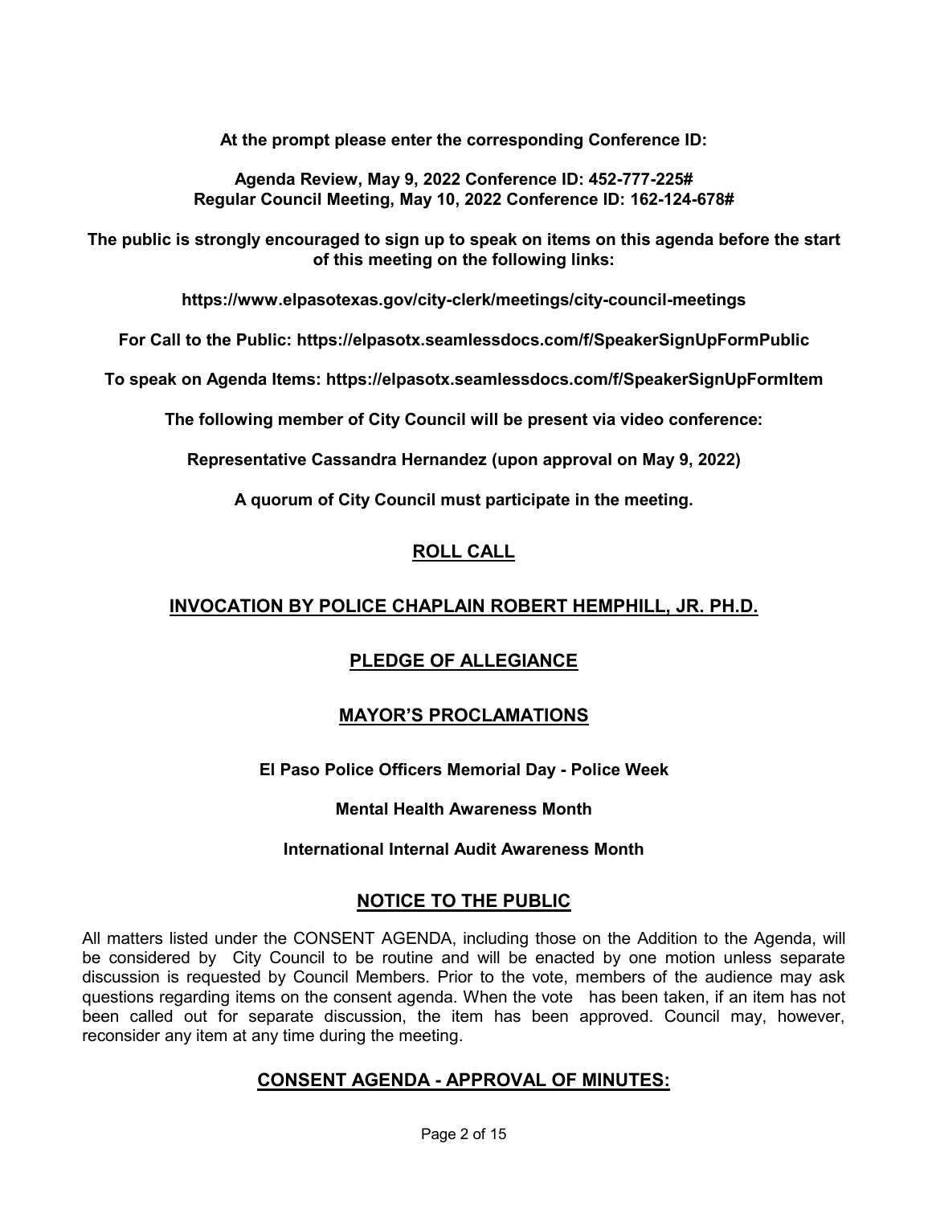**At the prompt please enter the corresponding Conference ID:**

**Agenda Review, May 9, 2022 Conference ID: 452-777-225#**
**Regular Council Meeting, May 10, 2022 Conference ID: 162-124-678#**

**The public is strongly encouraged to sign up to speak on items on this agenda before the start of this meeting on the following links:**

**https://www.elpasotexas.gov/city-clerk/meetings/city-council-meetings**

**For Call to the Public: https://elpasotx.seamlessdocs.com/f/SpeakerSignUpFormPublic**

**To speak on Agenda Items: https://elpasotx.seamlessdocs.com/f/SpeakerSignUpFormItem**

**The following member of City Council will be present via video conference:**

**Representative Cassandra Hernandez (upon approval on May 9, 2022)**

**A quorum of City Council must participate in the meeting.**

## ROLL CALL

## INVOCATION BY POLICE CHAPLAIN ROBERT HEMPHILL, JR. PH.D.

## PLEDGE OF ALLEGIANCE

## MAYOR'S PROCLAMATIONS

**El Paso Police Officers Memorial Day - Police Week**

**Mental Health Awareness Month**

**International Internal Audit Awareness Month**

## NOTICE TO THE PUBLIC

All matters listed under the CONSENT AGENDA, including those on the Addition to the Agenda, will be considered by City Council to be routine and will be enacted by one motion unless separate discussion is requested by Council Members. Prior to the vote, members of the audience may ask questions regarding items on the consent agenda. When the vote has been taken, if an item has not been called out for separate discussion, the item has been approved. Council may, however, reconsider any item at any time during the meeting.

## CONSENT AGENDA - APPROVAL OF MINUTES: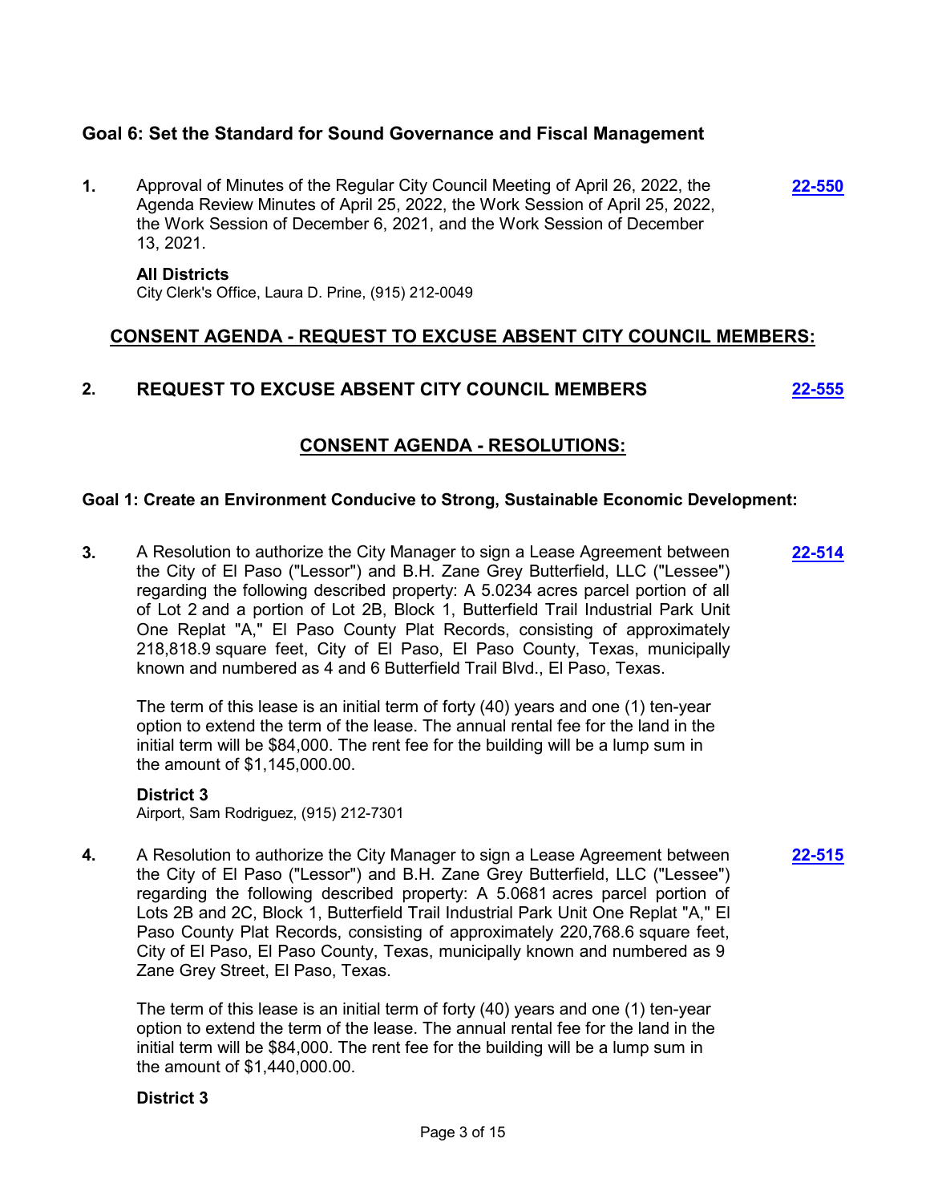### Goal 6: Set the Standard for Sound Governance and Fiscal Management

**1.** Approval of Minutes of the Regular City Council Meeting of April 26, 2022, the Agenda Review Minutes of April 25, 2022, the Work Session of April 25, 2022, the Work Session of December 6, 2021, and the Work Session of December 13, 2021. **22-550**

**All Districts**
City Clerk's Office, Laura D. Prine, (915) 212-0049

## CONSENT AGENDA - REQUEST TO EXCUSE ABSENT CITY COUNCIL MEMBERS:

**2.** **REQUEST TO EXCUSE ABSENT CITY COUNCIL MEMBERS** **22-555**

## CONSENT AGENDA - RESOLUTIONS:

### Goal 1: Create an Environment Conducive to Strong, Sustainable Economic Development:

**3.** A Resolution to authorize the City Manager to sign a Lease Agreement between the City of El Paso ("Lessor") and B.H. Zane Grey Butterfield, LLC ("Lessee") regarding the following described property: A 5.0234 acres parcel portion of all of Lot 2 and a portion of Lot 2B, Block 1, Butterfield Trail Industrial Park Unit One Replat "A," El Paso County Plat Records, consisting of approximately 218,818.9 square feet, City of El Paso, El Paso County, Texas, municipally known and numbered as 4 and 6 Butterfield Trail Blvd., El Paso, Texas. **22-514**

The term of this lease is an initial term of forty (40) years and one (1) ten-year option to extend the term of the lease. The annual rental fee for the land in the initial term will be $84,000. The rent fee for the building will be a lump sum in the amount of $1,145,000.00.

**District 3**
Airport, Sam Rodriguez, (915) 212-7301

**4.** A Resolution to authorize the City Manager to sign a Lease Agreement between the City of El Paso ("Lessor") and B.H. Zane Grey Butterfield, LLC ("Lessee") regarding the following described property: A 5.0681 acres parcel portion of Lots 2B and 2C, Block 1, Butterfield Trail Industrial Park Unit One Replat "A," El Paso County Plat Records, consisting of approximately 220,768.6 square feet, City of El Paso, El Paso County, Texas, municipally known and numbered as 9 Zane Grey Street, El Paso, Texas. **22-515**

The term of this lease is an initial term of forty (40) years and one (1) ten-year option to extend the term of the lease. The annual rental fee for the land in the initial term will be $84,000. The rent fee for the building will be a lump sum in the amount of $1,440,000.00.

**District 3**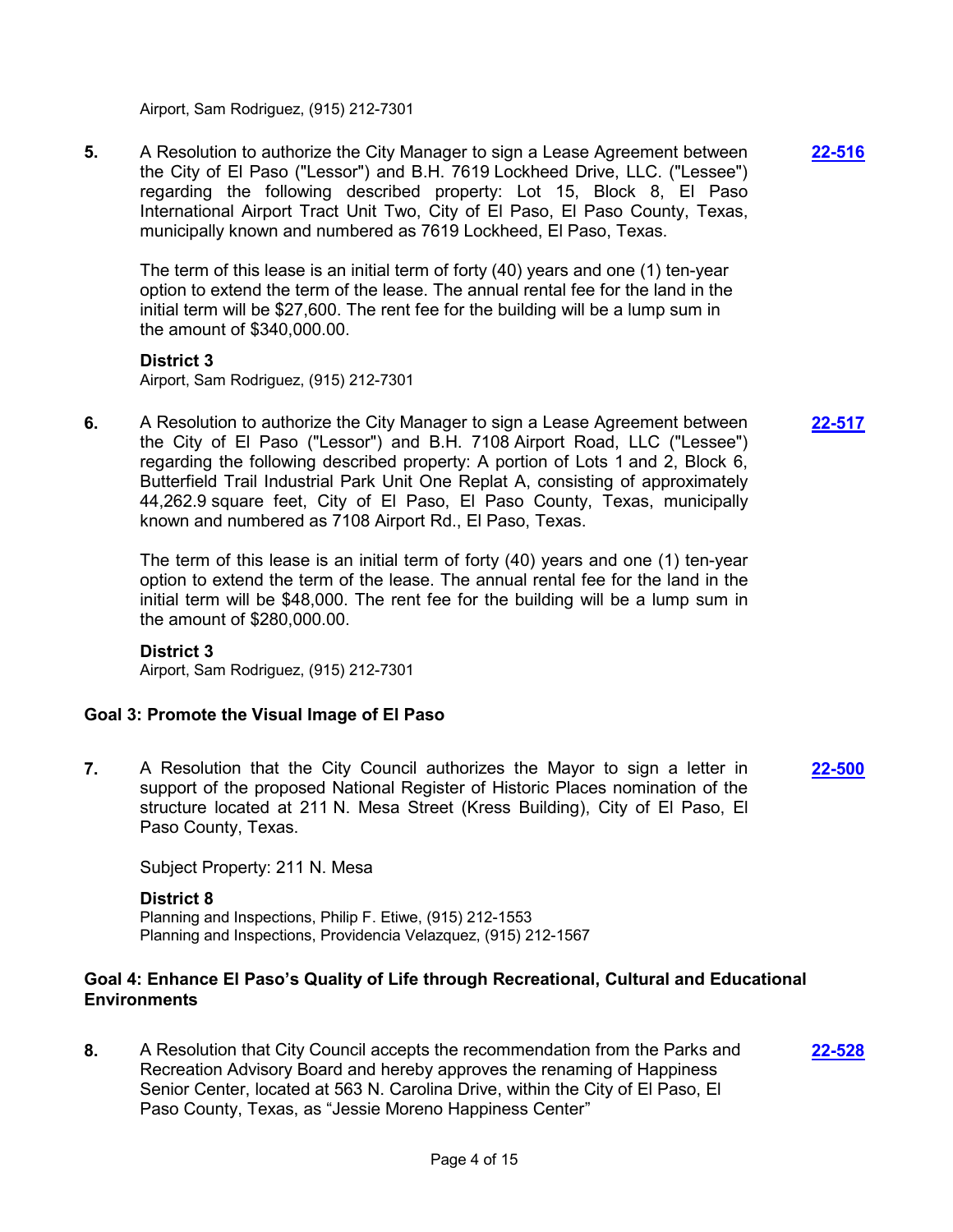Airport, Sam Rodriguez, (915) 212-7301

**5.** A Resolution to authorize the City Manager to sign a Lease Agreement between the City of El Paso ("Lessor") and B.H. 7619 Lockheed Drive, LLC. ("Lessee") regarding the following described property: Lot 15, Block 8, El Paso International Airport Tract Unit Two, City of El Paso, El Paso County, Texas, municipally known and numbered as 7619 Lockheed, El Paso, Texas. **22-516**

The term of this lease is an initial term of forty (40) years and one (1) ten-year option to extend the term of the lease. The annual rental fee for the land in the initial term will be $27,600. The rent fee for the building will be a lump sum in the amount of $340,000.00.

**District 3**
Airport, Sam Rodriguez, (915) 212-7301

**6.** A Resolution to authorize the City Manager to sign a Lease Agreement between the City of El Paso ("Lessor") and B.H. 7108 Airport Road, LLC ("Lessee") regarding the following described property: A portion of Lots 1 and 2, Block 6, Butterfield Trail Industrial Park Unit One Replat A, consisting of approximately 44,262.9 square feet, City of El Paso, El Paso County, Texas, municipally known and numbered as 7108 Airport Rd., El Paso, Texas. **22-517**

The term of this lease is an initial term of forty (40) years and one (1) ten-year option to extend the term of the lease. The annual rental fee for the land in the initial term will be $48,000. The rent fee for the building will be a lump sum in the amount of $280,000.00.

**District 3**
Airport, Sam Rodriguez, (915) 212-7301

### Goal 3: Promote the Visual Image of El Paso

**7.** A Resolution that the City Council authorizes the Mayor to sign a letter in support of the proposed National Register of Historic Places nomination of the structure located at 211 N. Mesa Street (Kress Building), City of El Paso, El Paso County, Texas. **22-500**

Subject Property: 211 N. Mesa

**District 8**
Planning and Inspections, Philip F. Etiwe, (915) 212-1553
Planning and Inspections, Providencia Velazquez, (915) 212-1567

### Goal 4: Enhance El Paso's Quality of Life through Recreational, Cultural and Educational Environments

**8.** A Resolution that City Council accepts the recommendation from the Parks and Recreation Advisory Board and hereby approves the renaming of Happiness Senior Center, located at 563 N. Carolina Drive, within the City of El Paso, El Paso County, Texas, as "Jessie Moreno Happiness Center" **22-528**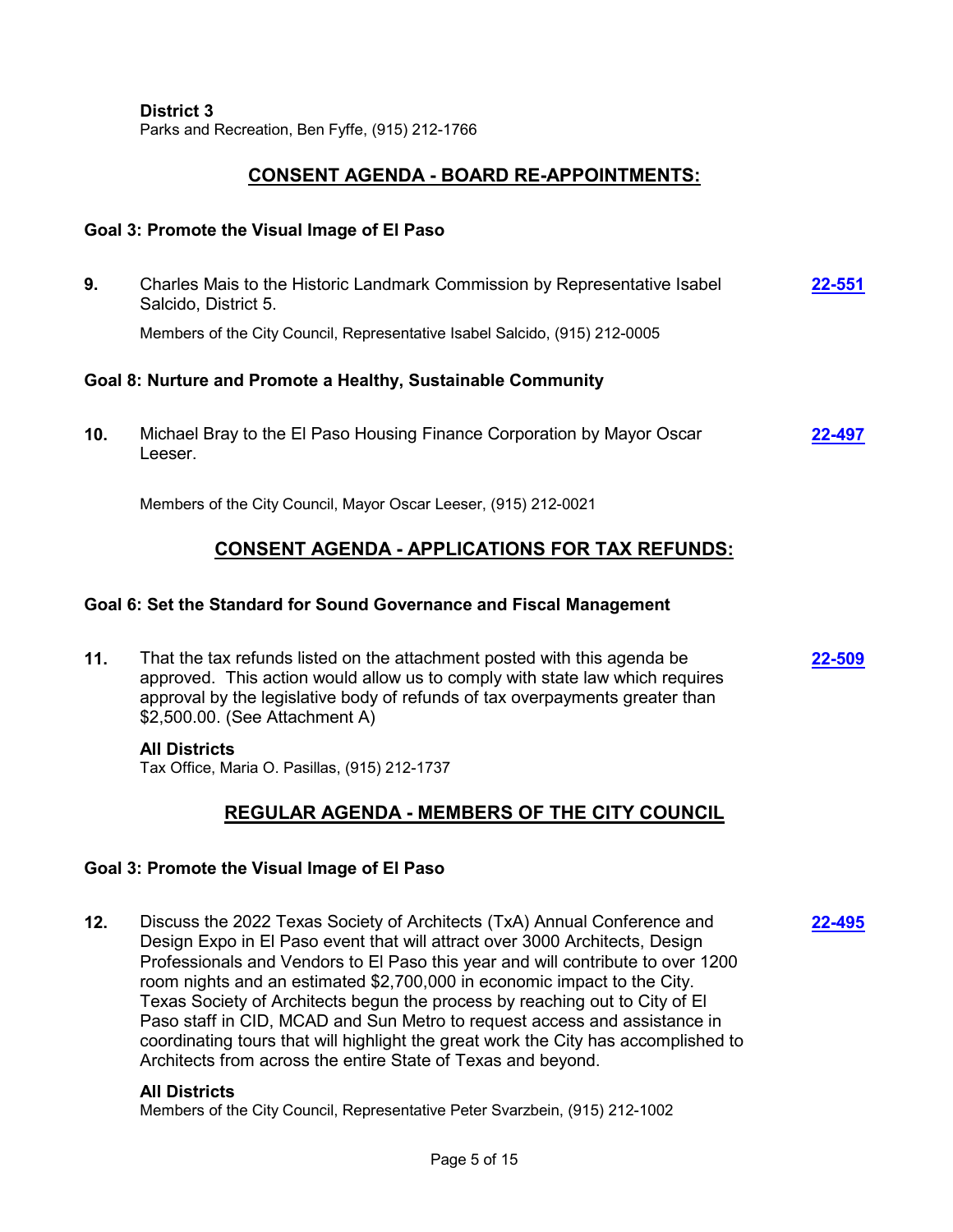**District 3**
Parks and Recreation, Ben Fyffe, (915) 212-1766

## CONSENT AGENDA - BOARD RE-APPOINTMENTS:

### Goal 3: Promote the Visual Image of El Paso

**9.** Charles Mais to the Historic Landmark Commission by Representative Isabel Salcido, District 5. **22-551**

Members of the City Council, Representative Isabel Salcido, (915) 212-0005

### Goal 8: Nurture and Promote a Healthy, Sustainable Community

**10.** Michael Bray to the El Paso Housing Finance Corporation by Mayor Oscar Leeser. **22-497**

Members of the City Council, Mayor Oscar Leeser, (915) 212-0021

## CONSENT AGENDA - APPLICATIONS FOR TAX REFUNDS:

### Goal 6: Set the Standard for Sound Governance and Fiscal Management

**11.** That the tax refunds listed on the attachment posted with this agenda be approved. This action would allow us to comply with state law which requires approval by the legislative body of refunds of tax overpayments greater than $2,500.00. (See Attachment A) **22-509**

**All Districts**
Tax Office, Maria O. Pasillas, (915) 212-1737

## REGULAR AGENDA - MEMBERS OF THE CITY COUNCIL

### Goal 3: Promote the Visual Image of El Paso

**12.** Discuss the 2022 Texas Society of Architects (TxA) Annual Conference and Design Expo in El Paso event that will attract over 3000 Architects, Design Professionals and Vendors to El Paso this year and will contribute to over 1200 room nights and an estimated $2,700,000 in economic impact to the City. Texas Society of Architects begun the process by reaching out to City of El Paso staff in CID, MCAD and Sun Metro to request access and assistance in coordinating tours that will highlight the great work the City has accomplished to Architects from across the entire State of Texas and beyond. **22-495**

**All Districts**
Members of the City Council, Representative Peter Svarzbein, (915) 212-1002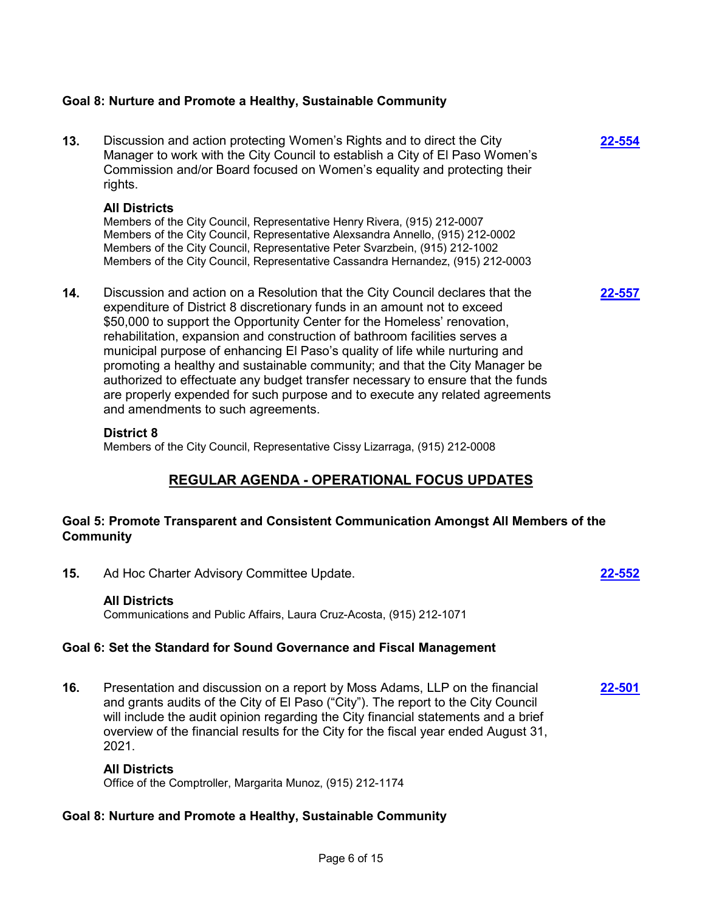### Goal 8: Nurture and Promote a Healthy, Sustainable Community

**13.** Discussion and action protecting Women's Rights and to direct the City Manager to work with the City Council to establish a City of El Paso Women's Commission and/or Board focused on Women's equality and protecting their rights. **22-554**

**All Districts**
Members of the City Council, Representative Henry Rivera, (915) 212-0007
Members of the City Council, Representative Alexsandra Annello, (915) 212-0002
Members of the City Council, Representative Peter Svarzbein, (915) 212-1002
Members of the City Council, Representative Cassandra Hernandez, (915) 212-0003

**14.** Discussion and action on a Resolution that the City Council declares that the expenditure of District 8 discretionary funds in an amount not to exceed $50,000 to support the Opportunity Center for the Homeless' renovation, rehabilitation, expansion and construction of bathroom facilities serves a municipal purpose of enhancing El Paso's quality of life while nurturing and promoting a healthy and sustainable community; and that the City Manager be authorized to effectuate any budget transfer necessary to ensure that the funds are properly expended for such purpose and to execute any related agreements and amendments to such agreements. **22-557**

**District 8**
Members of the City Council, Representative Cissy Lizarraga, (915) 212-0008

## REGULAR AGENDA - OPERATIONAL FOCUS UPDATES

### Goal 5: Promote Transparent and Consistent Communication Amongst All Members of the Community

**15.** Ad Hoc Charter Advisory Committee Update. **22-552**

**All Districts**
Communications and Public Affairs, Laura Cruz-Acosta, (915) 212-1071

### Goal 6: Set the Standard for Sound Governance and Fiscal Management

**16.** Presentation and discussion on a report by Moss Adams, LLP on the financial and grants audits of the City of El Paso ("City"). The report to the City Council will include the audit opinion regarding the City financial statements and a brief overview of the financial results for the City for the fiscal year ended August 31, 2021. **22-501**

**All Districts**
Office of the Comptroller, Margarita Munoz, (915) 212-1174

### Goal 8: Nurture and Promote a Healthy, Sustainable Community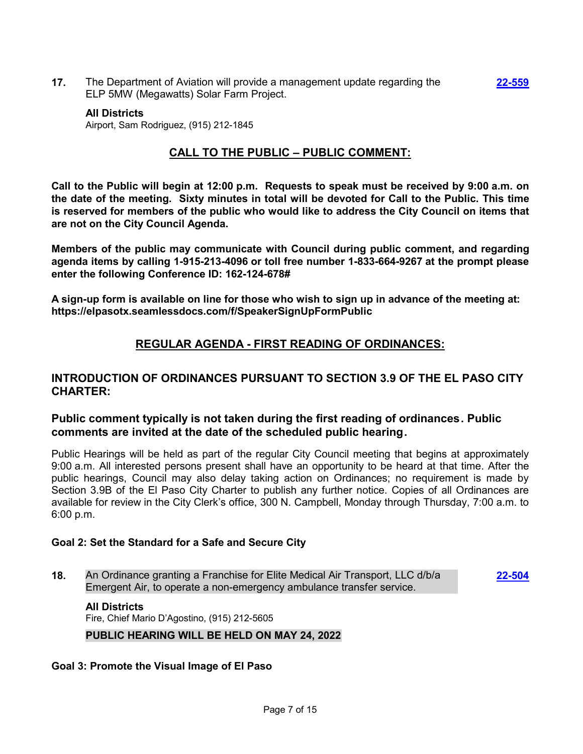**17.** The Department of Aviation will provide a management update regarding the ELP 5MW (Megawatts) Solar Farm Project. **22-559**

**All Districts**
Airport, Sam Rodriguez, (915) 212-1845

## CALL TO THE PUBLIC – PUBLIC COMMENT:

**Call to the Public will begin at 12:00 p.m. Requests to speak must be received by 9:00 a.m. on the date of the meeting. Sixty minutes in total will be devoted for Call to the Public. This time is reserved for members of the public who would like to address the City Council on items that are not on the City Council Agenda.**

**Members of the public may communicate with Council during public comment, and regarding agenda items by calling 1-915-213-4096 or toll free number 1-833-664-9267 at the prompt please enter the following Conference ID: 162-124-678#**

**A sign-up form is available on line for those who wish to sign up in advance of the meeting at: https://elpasotx.seamlessdocs.com/f/SpeakerSignUpFormPublic**

## REGULAR AGENDA - FIRST READING OF ORDINANCES:

### INTRODUCTION OF ORDINANCES PURSUANT TO SECTION 3.9 OF THE EL PASO CITY CHARTER:

### Public comment typically is not taken during the first reading of ordinances. Public comments are invited at the date of the scheduled public hearing.

Public Hearings will be held as part of the regular City Council meeting that begins at approximately 9:00 a.m. All interested persons present shall have an opportunity to be heard at that time. After the public hearings, Council may also delay taking action on Ordinances; no requirement is made by Section 3.9B of the El Paso City Charter to publish any further notice. Copies of all Ordinances are available for review in the City Clerk's office, 300 N. Campbell, Monday through Thursday, 7:00 a.m. to 6:00 p.m.

**Goal 2: Set the Standard for a Safe and Secure City**

**18.** An Ordinance granting a Franchise for Elite Medical Air Transport, LLC d/b/a Emergent Air, to operate a non-emergency ambulance transfer service. **22-504**

**All Districts**
Fire, Chief Mario D'Agostino, (915) 212-5605

**PUBLIC HEARING WILL BE HELD ON MAY 24, 2022**

**Goal 3: Promote the Visual Image of El Paso**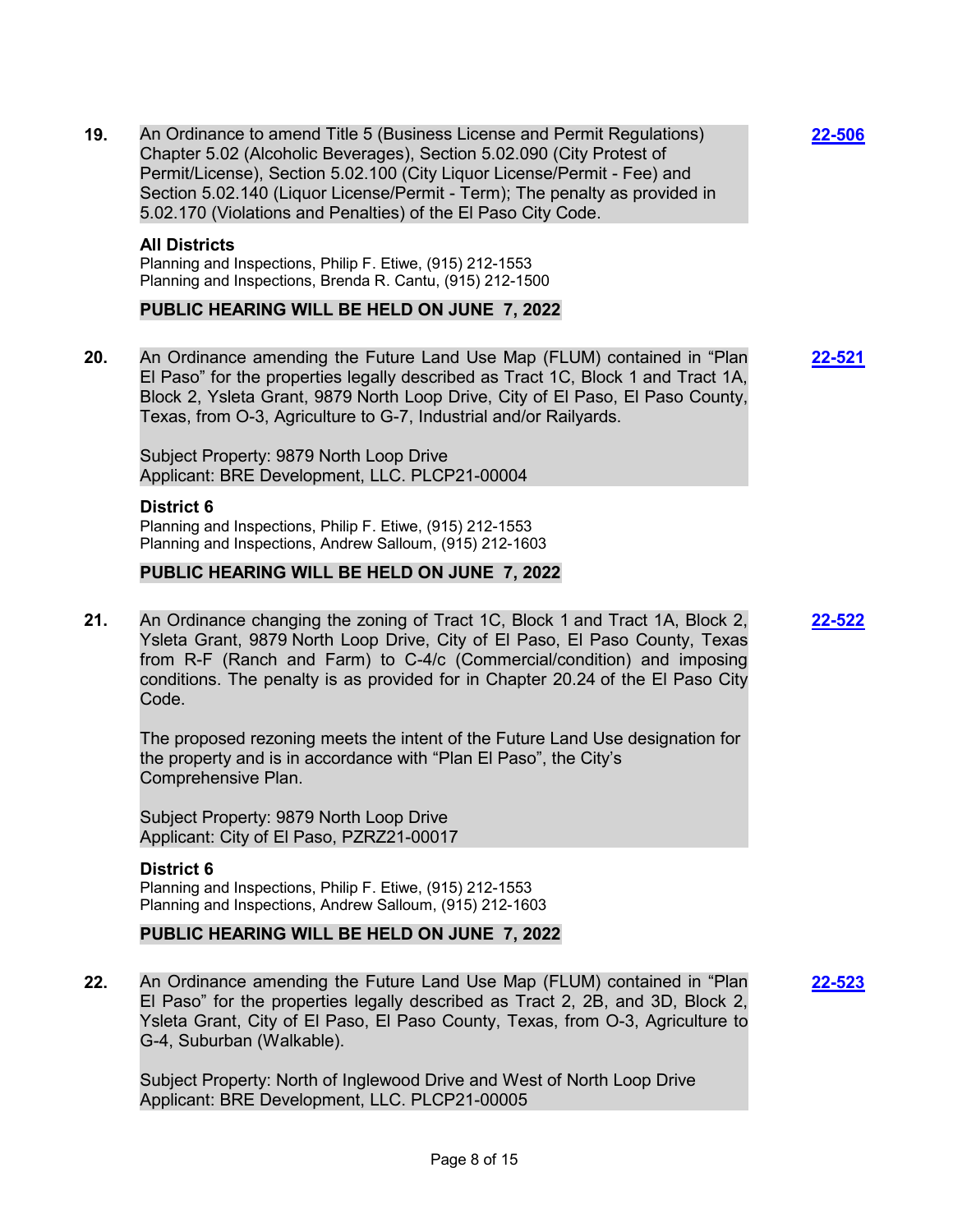**19.** An Ordinance to amend Title 5 (Business License and Permit Regulations) Chapter 5.02 (Alcoholic Beverages), Section 5.02.090 (City Protest of Permit/License), Section 5.02.100 (City Liquor License/Permit - Fee) and Section 5.02.140 (Liquor License/Permit - Term); The penalty as provided in 5.02.170 (Violations and Penalties) of the El Paso City Code. **22-506**

**All Districts**
Planning and Inspections, Philip F. Etiwe, (915) 212-1553
Planning and Inspections, Brenda R. Cantu, (915) 212-1500

**PUBLIC HEARING WILL BE HELD ON JUNE 7, 2022**

**20.** An Ordinance amending the Future Land Use Map (FLUM) contained in "Plan El Paso" for the properties legally described as Tract 1C, Block 1 and Tract 1A, Block 2, Ysleta Grant, 9879 North Loop Drive, City of El Paso, El Paso County, Texas, from O-3, Agriculture to G-7, Industrial and/or Railyards. **22-521**

Subject Property: 9879 North Loop Drive
Applicant: BRE Development, LLC. PLCP21-00004

**District 6**
Planning and Inspections, Philip F. Etiwe, (915) 212-1553
Planning and Inspections, Andrew Salloum, (915) 212-1603

**PUBLIC HEARING WILL BE HELD ON JUNE 7, 2022**

**21.** An Ordinance changing the zoning of Tract 1C, Block 1 and Tract 1A, Block 2, Ysleta Grant, 9879 North Loop Drive, City of El Paso, El Paso County, Texas from R-F (Ranch and Farm) to C-4/c (Commercial/condition) and imposing conditions. The penalty is as provided for in Chapter 20.24 of the El Paso City Code. **22-522**

The proposed rezoning meets the intent of the Future Land Use designation for the property and is in accordance with "Plan El Paso", the City's Comprehensive Plan.

Subject Property: 9879 North Loop Drive
Applicant: City of El Paso, PZRZ21-00017

**District 6**
Planning and Inspections, Philip F. Etiwe, (915) 212-1553
Planning and Inspections, Andrew Salloum, (915) 212-1603

**PUBLIC HEARING WILL BE HELD ON JUNE 7, 2022**

**22.** An Ordinance amending the Future Land Use Map (FLUM) contained in "Plan El Paso" for the properties legally described as Tract 2, 2B, and 3D, Block 2, Ysleta Grant, City of El Paso, El Paso County, Texas, from O-3, Agriculture to G-4, Suburban (Walkable). **22-523**

Subject Property: North of Inglewood Drive and West of North Loop Drive
Applicant: BRE Development, LLC. PLCP21-00005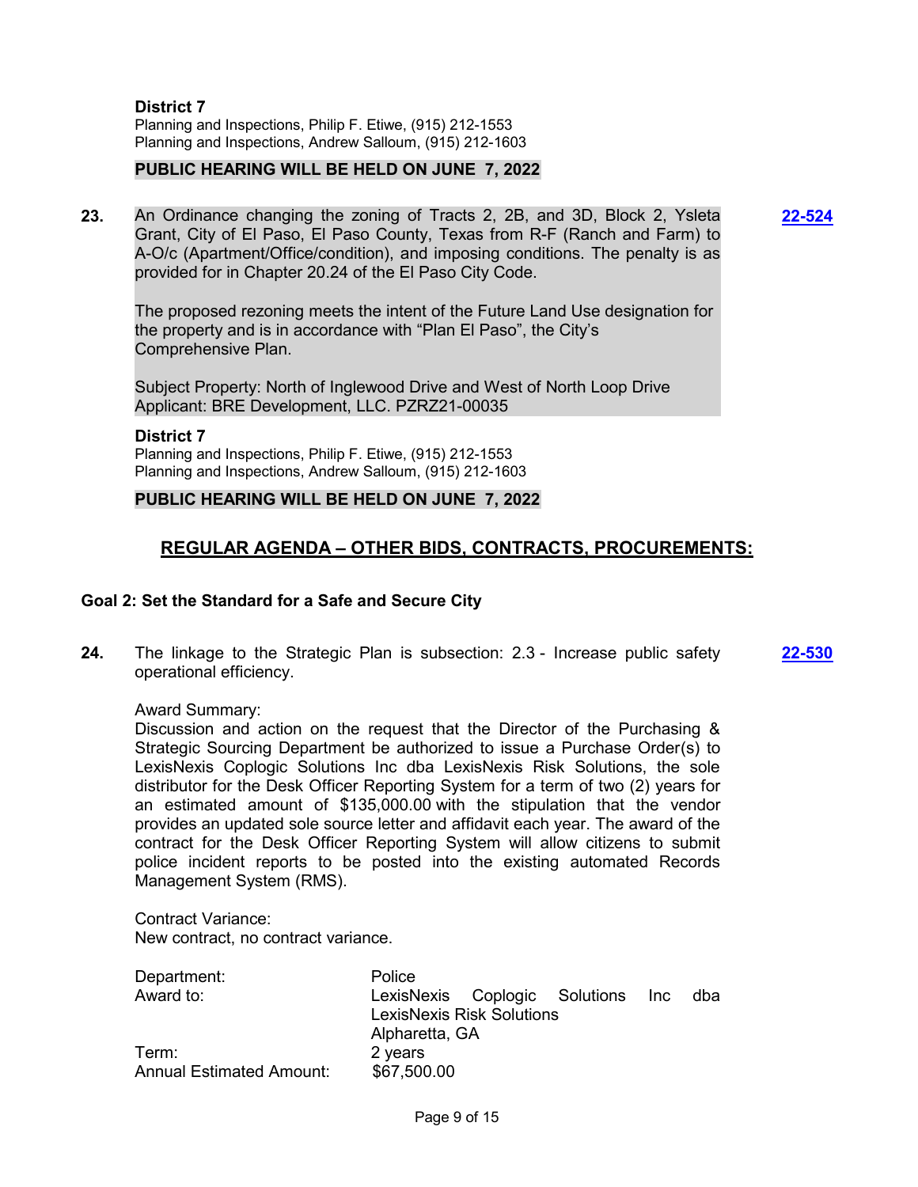**District 7**
Planning and Inspections, Philip F. Etiwe, (915) 212-1553
Planning and Inspections, Andrew Salloum, (915) 212-1603

**PUBLIC HEARING WILL BE HELD ON JUNE 7, 2022**

**23.** An Ordinance changing the zoning of Tracts 2, 2B, and 3D, Block 2, Ysleta Grant, City of El Paso, El Paso County, Texas from R-F (Ranch and Farm) to A-O/c (Apartment/Office/condition), and imposing conditions. The penalty is as provided for in Chapter 20.24 of the El Paso City Code. **22-524**

The proposed rezoning meets the intent of the Future Land Use designation for the property and is in accordance with "Plan El Paso", the City's Comprehensive Plan.

Subject Property: North of Inglewood Drive and West of North Loop Drive
Applicant: BRE Development, LLC. PZRZ21-00035

**District 7**
Planning and Inspections, Philip F. Etiwe, (915) 212-1553
Planning and Inspections, Andrew Salloum, (915) 212-1603

**PUBLIC HEARING WILL BE HELD ON JUNE 7, 2022**

## REGULAR AGENDA – OTHER BIDS, CONTRACTS, PROCUREMENTS:

### Goal 2: Set the Standard for a Safe and Secure City

**24.** The linkage to the Strategic Plan is subsection: 2.3 - Increase public safety operational efficiency. **22-530**

Award Summary:
Discussion and action on the request that the Director of the Purchasing & Strategic Sourcing Department be authorized to issue a Purchase Order(s) to LexisNexis Coplogic Solutions Inc dba LexisNexis Risk Solutions, the sole distributor for the Desk Officer Reporting System for a term of two (2) years for an estimated amount of $135,000.00 with the stipulation that the vendor provides an updated sole source letter and affidavit each year. The award of the contract for the Desk Officer Reporting System will allow citizens to submit police incident reports to be posted into the existing automated Records Management System (RMS).

Contract Variance:
New contract, no contract variance.

| | |
|---|---|
| Department: | Police |
| Award to: | LexisNexis Coplogic Solutions Inc dba LexisNexis Risk Solutions<br>Alpharetta, GA |
| Term: | 2 years |
| Annual Estimated Amount: | $67,500.00 |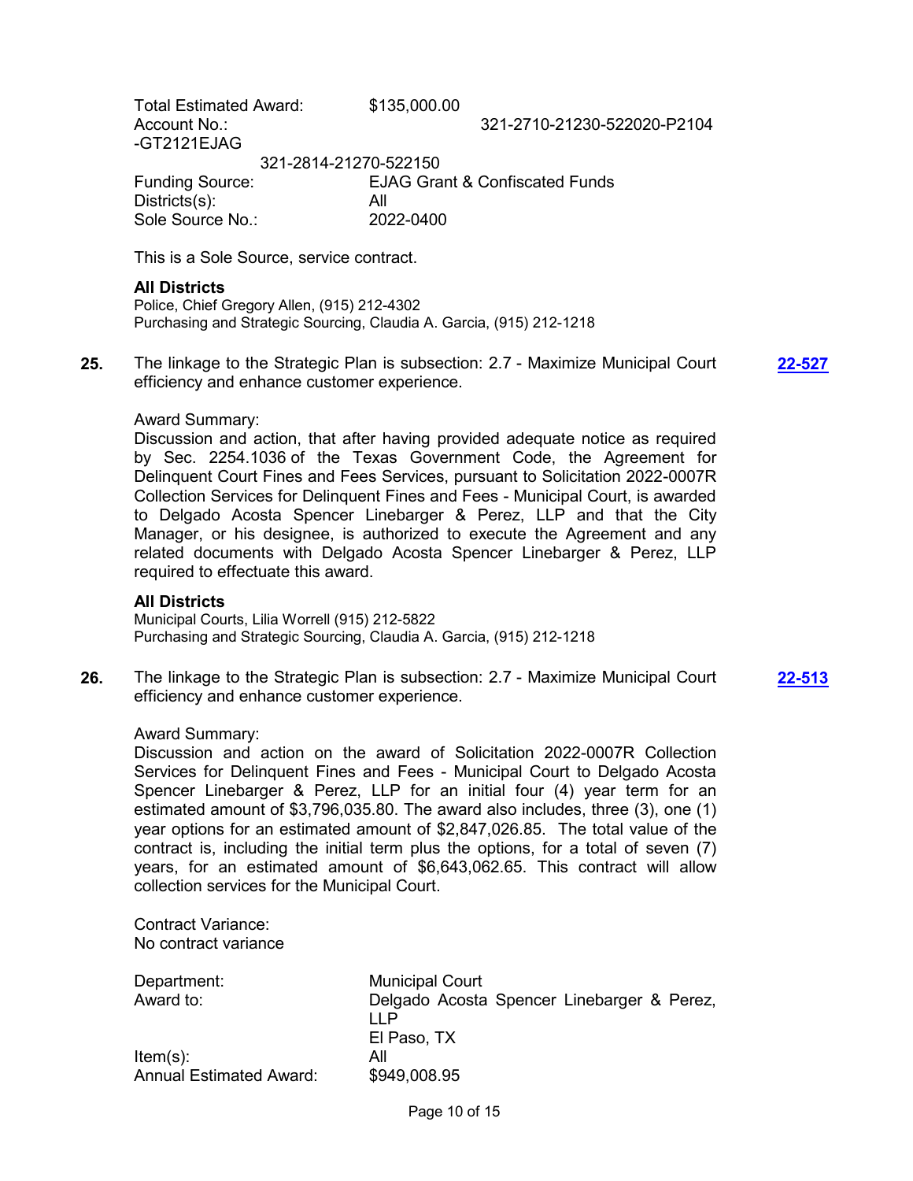Total Estimated Award: $135,000.00
Account No.: 321-2710-21230-522020-P2104-GT2121EJAG
321-2814-21270-522150
Funding Source: EJAG Grant & Confiscated Funds
Districts(s): All
Sole Source No.: 2022-0400

This is a Sole Source, service contract.

**All Districts**
Police, Chief Gregory Allen, (915) 212-4302
Purchasing and Strategic Sourcing, Claudia A. Garcia, (915) 212-1218

**25.** The linkage to the Strategic Plan is subsection: 2.7 - Maximize Municipal Court efficiency and enhance customer experience. **22-527**

Award Summary:
Discussion and action, that after having provided adequate notice as required by Sec. 2254.1036 of the Texas Government Code, the Agreement for Delinquent Court Fines and Fees Services, pursuant to Solicitation 2022-0007R Collection Services for Delinquent Fines and Fees - Municipal Court, is awarded to Delgado Acosta Spencer Linebarger & Perez, LLP and that the City Manager, or his designee, is authorized to execute the Agreement and any related documents with Delgado Acosta Spencer Linebarger & Perez, LLP required to effectuate this award.

**All Districts**
Municipal Courts, Lilia Worrell (915) 212-5822
Purchasing and Strategic Sourcing, Claudia A. Garcia, (915) 212-1218

**26.** The linkage to the Strategic Plan is subsection: 2.7 - Maximize Municipal Court efficiency and enhance customer experience. **22-513**

Award Summary:
Discussion and action on the award of Solicitation 2022-0007R Collection Services for Delinquent Fines and Fees - Municipal Court to Delgado Acosta Spencer Linebarger & Perez, LLP for an initial four (4) year term for an estimated amount of $3,796,035.80. The award also includes, three (3), one (1) year options for an estimated amount of $2,847,026.85. The total value of the contract is, including the initial term plus the options, for a total of seven (7) years, for an estimated amount of $6,643,062.65. This contract will allow collection services for the Municipal Court.

Contract Variance:
No contract variance

Department: Municipal Court
Award to: Delgado Acosta Spencer Linebarger & Perez, LLP
El Paso, TX
Item(s): All
Annual Estimated Award: $949,008.95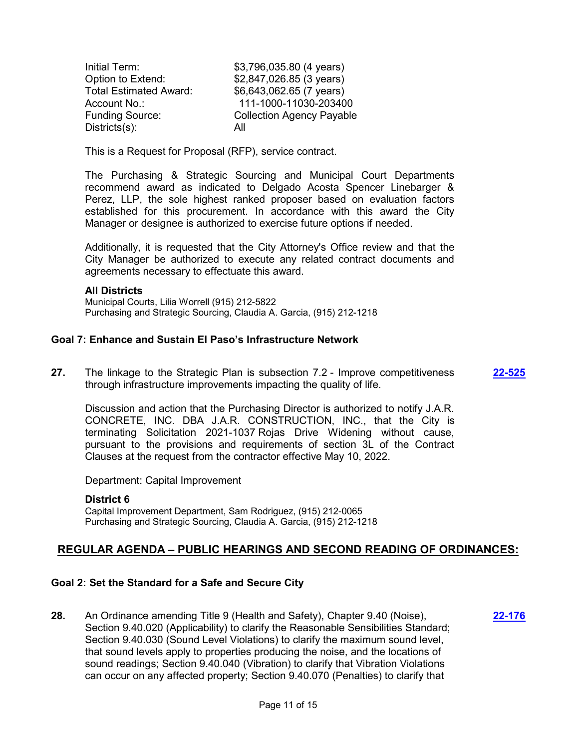| | |
|---|---|
| Initial Term: | $3,796,035.80 (4 years) |
| Option to Extend: | $2,847,026.85 (3 years) |
| Total Estimated Award: | $6,643,062.65 (7 years) |
| Account No.: | 111-1000-11030-203400 |
| Funding Source: | Collection Agency Payable |
| Districts(s): | All |

This is a Request for Proposal (RFP), service contract.

The Purchasing & Strategic Sourcing and Municipal Court Departments recommend award as indicated to Delgado Acosta Spencer Linebarger & Perez, LLP, the sole highest ranked proposer based on evaluation factors established for this procurement. In accordance with this award the City Manager or designee is authorized to exercise future options if needed.

Additionally, it is requested that the City Attorney's Office review and that the City Manager be authorized to execute any related contract documents and agreements necessary to effectuate this award.

**All Districts**
Municipal Courts, Lilia Worrell (915) 212-5822
Purchasing and Strategic Sourcing, Claudia A. Garcia, (915) 212-1218

### Goal 7: Enhance and Sustain El Paso's Infrastructure Network

**27.** The linkage to the Strategic Plan is subsection 7.2 - Improve competitiveness through infrastructure improvements impacting the quality of life. **22-525**

Discussion and action that the Purchasing Director is authorized to notify J.A.R. CONCRETE, INC. DBA J.A.R. CONSTRUCTION, INC., that the City is terminating Solicitation 2021-1037 Rojas Drive Widening without cause, pursuant to the provisions and requirements of section 3L of the Contract Clauses at the request from the contractor effective May 10, 2022.

Department: Capital Improvement

**District 6**
Capital Improvement Department, Sam Rodriguez, (915) 212-0065
Purchasing and Strategic Sourcing, Claudia A. Garcia, (915) 212-1218

## REGULAR AGENDA – PUBLIC HEARINGS AND SECOND READING OF ORDINANCES:

### Goal 2: Set the Standard for a Safe and Secure City

**28.** An Ordinance amending Title 9 (Health and Safety), Chapter 9.40 (Noise), Section 9.40.020 (Applicability) to clarify the Reasonable Sensibilities Standard; Section 9.40.030 (Sound Level Violations) to clarify the maximum sound level, that sound levels apply to properties producing the noise, and the locations of sound readings; Section 9.40.040 (Vibration) to clarify that Vibration Violations can occur on any affected property; Section 9.40.070 (Penalties) to clarify that **22-176**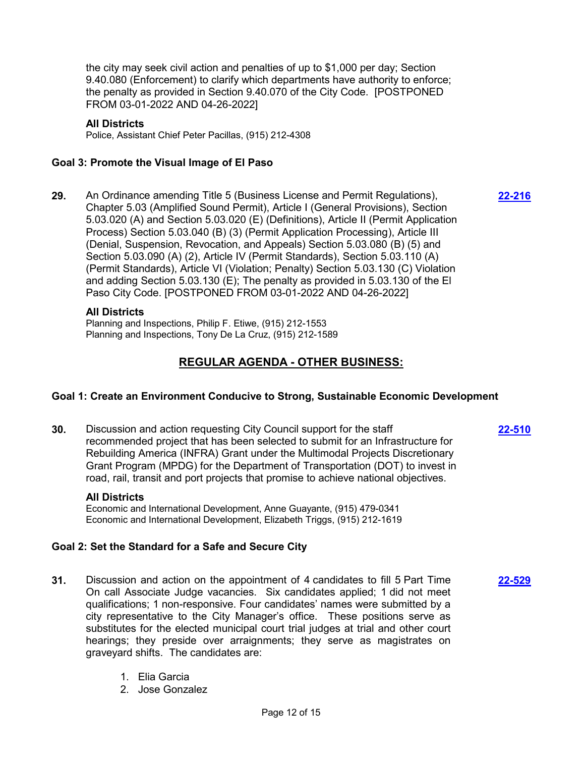the city may seek civil action and penalties of up to $1,000 per day; Section 9.40.080 (Enforcement) to clarify which departments have authority to enforce; the penalty as provided in Section 9.40.070 of the City Code. [POSTPONED FROM 03-01-2022 AND 04-26-2022]

**All Districts**

Police, Assistant Chief Peter Pacillas, (915) 212-4308

### Goal 3: Promote the Visual Image of El Paso

**29.** An Ordinance amending Title 5 (Business License and Permit Regulations), Chapter 5.03 (Amplified Sound Permit), Article I (General Provisions), Section 5.03.020 (A) and Section 5.03.020 (E) (Definitions), Article II (Permit Application Process) Section 5.03.040 (B) (3) (Permit Application Processing), Article III (Denial, Suspension, Revocation, and Appeals) Section 5.03.080 (B) (5) and Section 5.03.090 (A) (2), Article IV (Permit Standards), Section 5.03.110 (A) (Permit Standards), Article VI (Violation; Penalty) Section 5.03.130 (C) Violation and adding Section 5.03.130 (E); The penalty as provided in 5.03.130 of the El Paso City Code. [POSTPONED FROM 03-01-2022 AND 04-26-2022] **22-216**

**All Districts**

Planning and Inspections, Philip F. Etiwe, (915) 212-1553
Planning and Inspections, Tony De La Cruz, (915) 212-1589

## REGULAR AGENDA - OTHER BUSINESS:

### Goal 1: Create an Environment Conducive to Strong, Sustainable Economic Development

**30.** Discussion and action requesting City Council support for the staff recommended project that has been selected to submit for an Infrastructure for Rebuilding America (INFRA) Grant under the Multimodal Projects Discretionary Grant Program (MPDG) for the Department of Transportation (DOT) to invest in road, rail, transit and port projects that promise to achieve national objectives. **22-510**

**All Districts**

Economic and International Development, Anne Guayante, (915) 479-0341
Economic and International Development, Elizabeth Triggs, (915) 212-1619

### Goal 2: Set the Standard for a Safe and Secure City

**31.** Discussion and action on the appointment of 4 candidates to fill 5 Part Time On call Associate Judge vacancies. Six candidates applied; 1 did not meet qualifications; 1 non-responsive. Four candidates' names were submitted by a city representative to the City Manager's office. These positions serve as substitutes for the elected municipal court trial judges at trial and other court hearings; they preside over arraignments; they serve as magistrates on graveyard shifts. The candidates are: **22-529**

1. Elia Garcia
2. Jose Gonzalez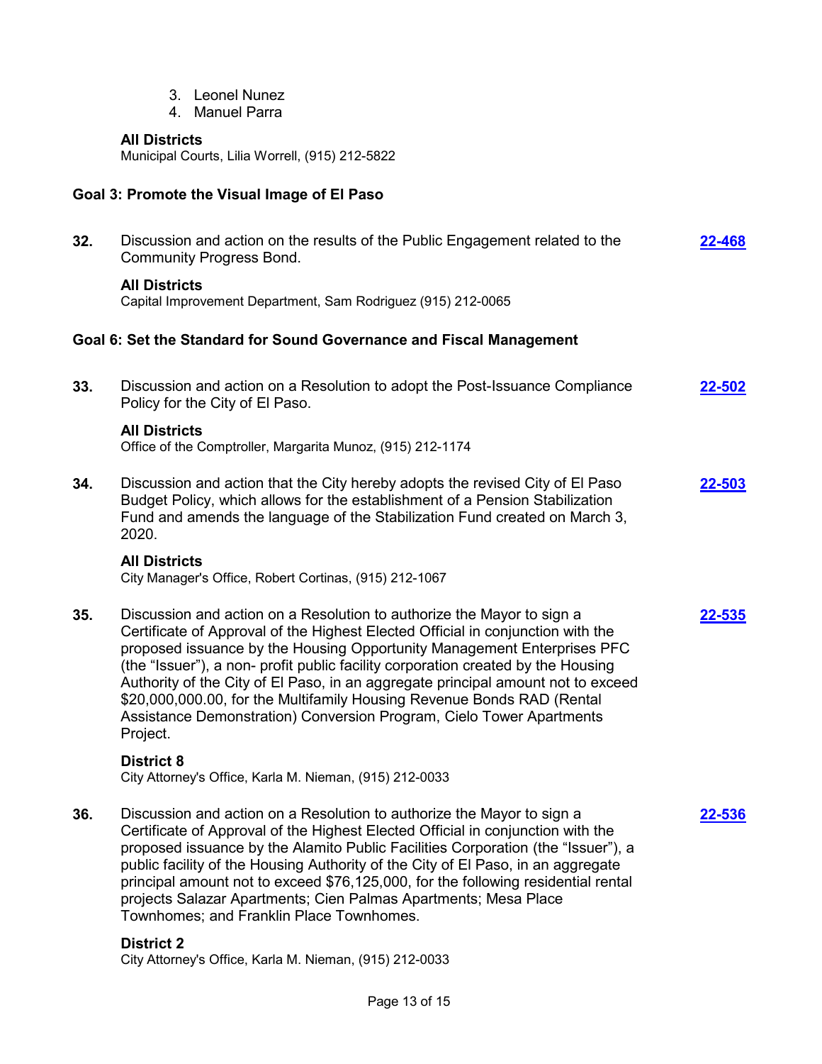3. Leonel Nunez
4. Manuel Parra

**All Districts**
Municipal Courts, Lilia Worrell, (915) 212-5822

### Goal 3: Promote the Visual Image of El Paso

**32.** Discussion and action on the results of the Public Engagement related to the Community Progress Bond. **22-468**

**All Districts**
Capital Improvement Department, Sam Rodriguez (915) 212-0065

### Goal 6: Set the Standard for Sound Governance and Fiscal Management

**33.** Discussion and action on a Resolution to adopt the Post-Issuance Compliance Policy for the City of El Paso. **22-502**

**All Districts**
Office of the Comptroller, Margarita Munoz, (915) 212-1174

**34.** Discussion and action that the City hereby adopts the revised City of El Paso Budget Policy, which allows for the establishment of a Pension Stabilization Fund and amends the language of the Stabilization Fund created on March 3, 2020. **22-503**

**All Districts**
City Manager's Office, Robert Cortinas, (915) 212-1067

**35.** Discussion and action on a Resolution to authorize the Mayor to sign a Certificate of Approval of the Highest Elected Official in conjunction with the proposed issuance by the Housing Opportunity Management Enterprises PFC (the "Issuer"), a non- profit public facility corporation created by the Housing Authority of the City of El Paso, in an aggregate principal amount not to exceed $20,000,000.00, for the Multifamily Housing Revenue Bonds RAD (Rental Assistance Demonstration) Conversion Program, Cielo Tower Apartments Project. **22-535**

**District 8**
City Attorney's Office, Karla M. Nieman, (915) 212-0033

**36.** Discussion and action on a Resolution to authorize the Mayor to sign a Certificate of Approval of the Highest Elected Official in conjunction with the proposed issuance by the Alamito Public Facilities Corporation (the "Issuer"), a public facility of the Housing Authority of the City of El Paso, in an aggregate principal amount not to exceed $76,125,000, for the following residential rental projects Salazar Apartments; Cien Palmas Apartments; Mesa Place Townhomes; and Franklin Place Townhomes. **22-536**

**District 2**
City Attorney's Office, Karla M. Nieman, (915) 212-0033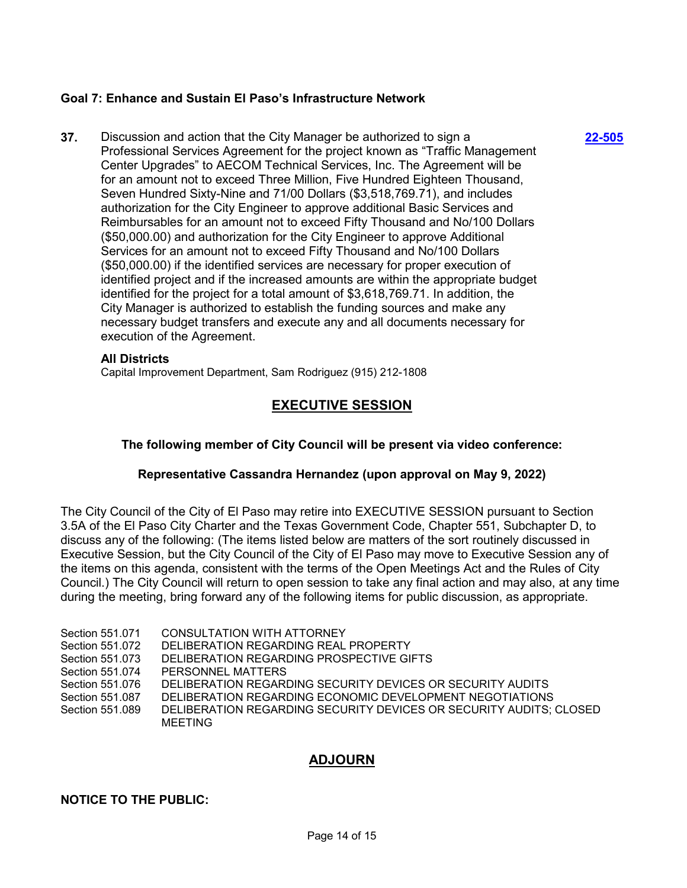**Goal 7: Enhance and Sustain El Paso's Infrastructure Network**

**37.** Discussion and action that the City Manager be authorized to sign a Professional Services Agreement for the project known as "Traffic Management Center Upgrades" to AECOM Technical Services, Inc. The Agreement will be for an amount not to exceed Three Million, Five Hundred Eighteen Thousand, Seven Hundred Sixty-Nine and 71/00 Dollars ($3,518,769.71), and includes authorization for the City Engineer to approve additional Basic Services and Reimbursables for an amount not to exceed Fifty Thousand and No/100 Dollars ($50,000.00) and authorization for the City Engineer to approve Additional Services for an amount not to exceed Fifty Thousand and No/100 Dollars ($50,000.00) if the identified services are necessary for proper execution of identified project and if the increased amounts are within the appropriate budget identified for the project for a total amount of $3,618,769.71. In addition, the City Manager is authorized to establish the funding sources and make any necessary budget transfers and execute any and all documents necessary for execution of the Agreement. **22-505**

**All Districts**
Capital Improvement Department, Sam Rodriguez (915) 212-1808

## EXECUTIVE SESSION

**The following member of City Council will be present via video conference:**

**Representative Cassandra Hernandez (upon approval on May 9, 2022)**

The City Council of the City of El Paso may retire into EXECUTIVE SESSION pursuant to Section 3.5A of the El Paso City Charter and the Texas Government Code, Chapter 551, Subchapter D, to discuss any of the following: (The items listed below are matters of the sort routinely discussed in Executive Session, but the City Council of the City of El Paso may move to Executive Session any of the items on this agenda, consistent with the terms of the Open Meetings Act and the Rules of City Council.) The City Council will return to open session to take any final action and may also, at any time during the meeting, bring forward any of the following items for public discussion, as appropriate.

Section 551.071 CONSULTATION WITH ATTORNEY
Section 551.072 DELIBERATION REGARDING REAL PROPERTY
Section 551.073 DELIBERATION REGARDING PROSPECTIVE GIFTS
Section 551.074 PERSONNEL MATTERS
Section 551.076 DELIBERATION REGARDING SECURITY DEVICES OR SECURITY AUDITS
Section 551.087 DELIBERATION REGARDING ECONOMIC DEVELOPMENT NEGOTIATIONS
Section 551.089 DELIBERATION REGARDING SECURITY DEVICES OR SECURITY AUDITS; CLOSED MEETING

## ADJOURN

**NOTICE TO THE PUBLIC:**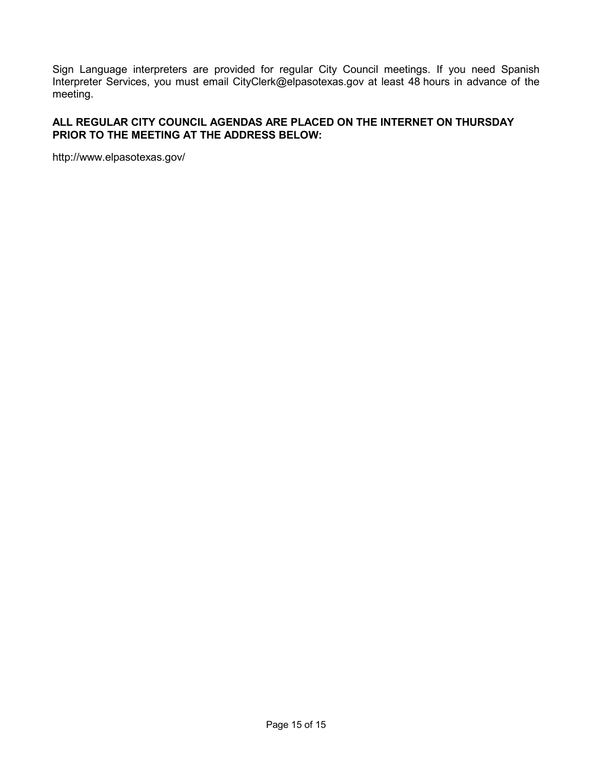Sign Language interpreters are provided for regular City Council meetings. If you need Spanish Interpreter Services, you must email CityClerk@elpasotexas.gov at least 48 hours in advance of the meeting.

**ALL REGULAR CITY COUNCIL AGENDAS ARE PLACED ON THE INTERNET ON THURSDAY PRIOR TO THE MEETING AT THE ADDRESS BELOW:**

http://www.elpasotexas.gov/